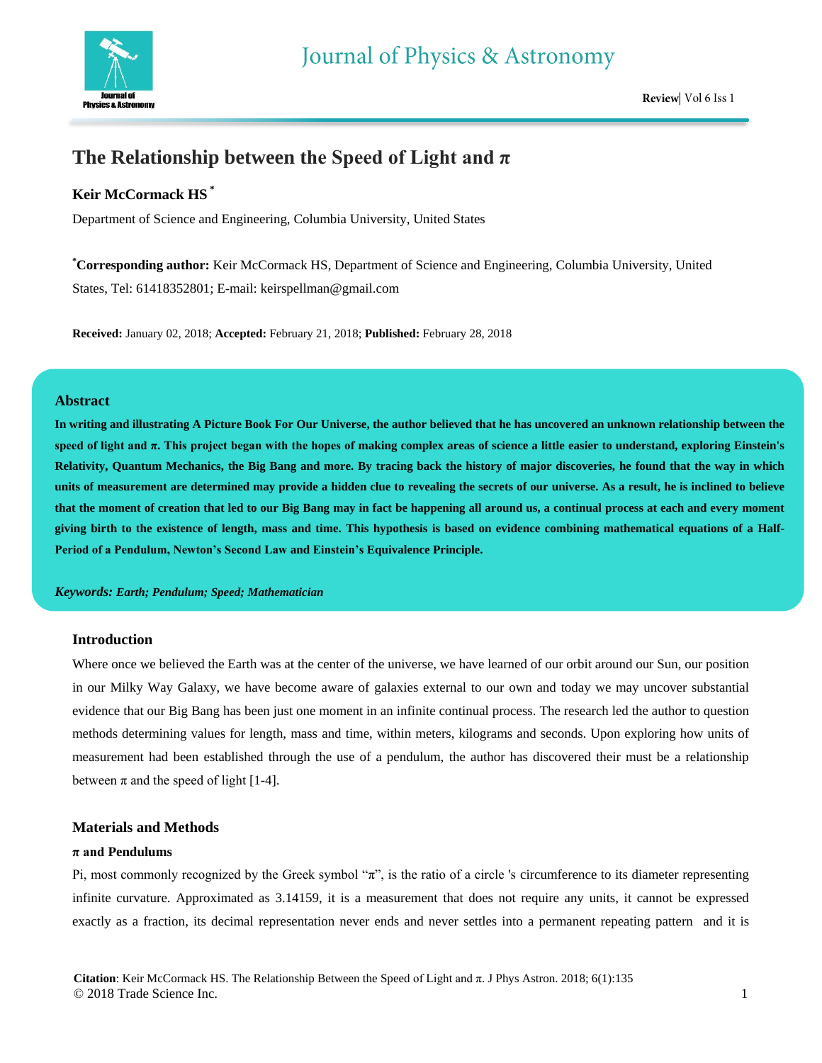# The Relationship between the Speed of Light and π

**Keir McCormack HS** *

Department of Science and Engineering, Columbia University, United States

***Corresponding author:** Keir McCormack HS, Department of Science and Engineering, Columbia University, United States, Tel: 61418352801; E-mail: keirspellman@gmail.com

**Received:** January 02, 2018; **Accepted:** February 21, 2018; **Published:** February 28, 2018

## Abstract

**In writing and illustrating A Picture Book For Our Universe, the author believed that he has uncovered an unknown relationship between the speed of light and π. This project began with the hopes of making complex areas of science a little easier to understand, exploring Einstein's Relativity, Quantum Mechanics, the Big Bang and more. By tracing back the history of major discoveries, he found that the way in which units of measurement are determined may provide a hidden clue to revealing the secrets of our universe. As a result, he is inclined to believe that the moment of creation that led to our Big Bang may in fact be happening all around us, a continual process at each and every moment giving birth to the existence of length, mass and time. This hypothesis is based on evidence combining mathematical equations of a Half-Period of a Pendulum, Newton's Second Law and Einstein's Equivalence Principle.**

***Keywords:** Earth; Pendulum; Speed; Mathematician*

## Introduction

Where once we believed the Earth was at the center of the universe, we have learned of our orbit around our Sun, our position in our Milky Way Galaxy, we have become aware of galaxies external to our own and today we may uncover substantial evidence that our Big Bang has been just one moment in an infinite continual process. The research led the author to question methods determining values for length, mass and time, within meters, kilograms and seconds. Upon exploring how units of measurement had been established through the use of a pendulum, the author has discovered their must be a relationship between π and the speed of light [1-4].

## Materials and Methods

### π and Pendulums

Pi, most commonly recognized by the Greek symbol "π", is the ratio of a circle 's circumference to its diameter representing infinite curvature. Approximated as 3.14159, it is a measurement that does not require any units, it cannot be expressed exactly as a fraction, its decimal representation never ends and never settles into a permanent repeating pattern and it is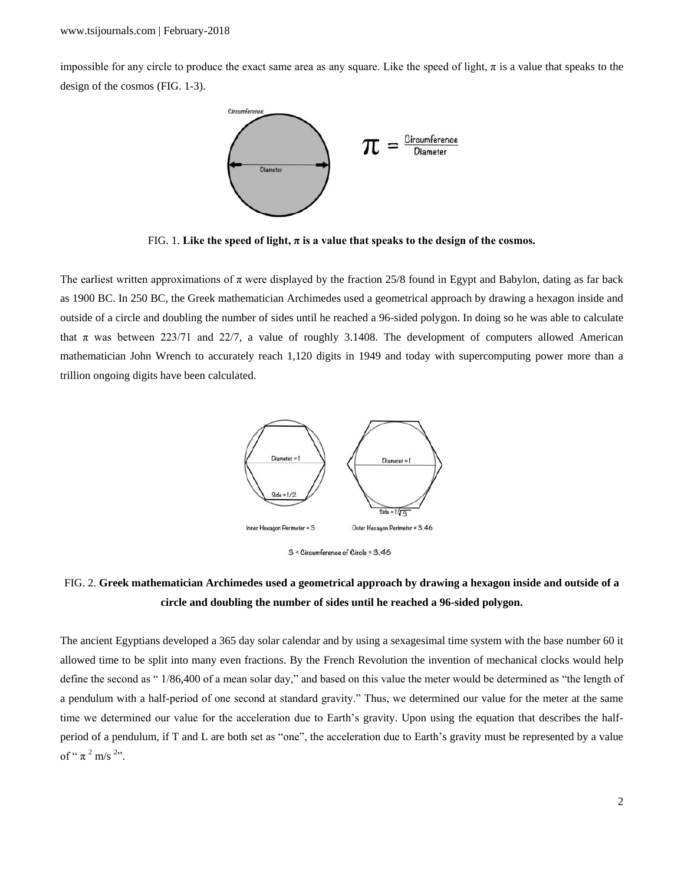impossible for any circle to produce the exact same area as any square. Like the speed of light, $\pi$ is a value that speaks to the design of the cosmos (FIG. 1-3).

FIG. 1. **Like the speed of light, $\pi$ is a value that speaks to the design of the cosmos.**

The earliest written approximations of $\pi$ were displayed by the fraction 25/8 found in Egypt and Babylon, dating as far back as 1900 BC. In 250 BC, the Greek mathematician Archimedes used a geometrical approach by drawing a hexagon inside and outside of a circle and doubling the number of sides until he reached a 96-sided polygon. In doing so he was able to calculate that $\pi$ was between 223/71 and 22/7, a value of roughly 3.1408. The development of computers allowed American mathematician John Wrench to accurately reach 1,120 digits in 1949 and today with supercomputing power more than a trillion ongoing digits have been calculated.

FIG. 2. **Greek mathematician Archimedes used a geometrical approach by drawing a hexagon inside and outside of a circle and doubling the number of sides until he reached a 96-sided polygon.**

The ancient Egyptians developed a 365 day solar calendar and by using a sexagesimal time system with the base number 60 it allowed time to be split into many even fractions. By the French Revolution the invention of mechanical clocks would help define the second as " 1/86,400 of a mean solar day," and based on this value the meter would be determined as "the length of a pendulum with a half-period of one second at standard gravity." Thus, we determined our value for the meter at the same time we determined our value for the acceleration due to Earth's gravity. Upon using the equation that describes the half-period of a pendulum, if T and L are both set as "one", the acceleration due to Earth's gravity must be represented by a value of " $\pi^2$ m/s $^2$".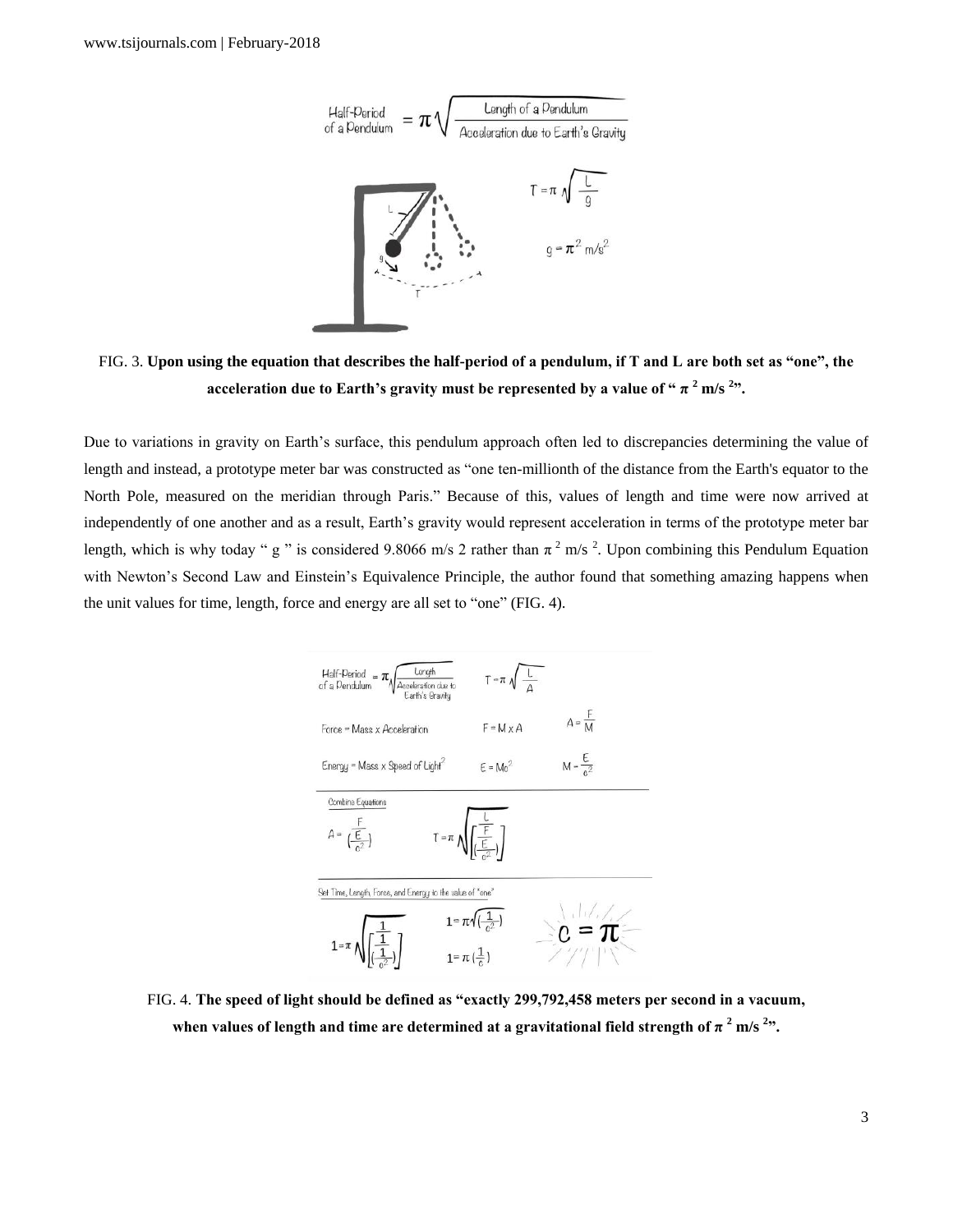FIG. 3. **Upon using the equation that describes the half-period of a pendulum, if T and L are both set as "one", the acceleration due to Earth's gravity must be represented by a value of "** $\pi^2$ **m/s** $^2$**".**

Due to variations in gravity on Earth's surface, this pendulum approach often led to discrepancies determining the value of length and instead, a prototype meter bar was constructed as "one ten-millionth of the distance from the Earth's equator to the North Pole, measured on the meridian through Paris." Because of this, values of length and time were now arrived at independently of one another and as a result, Earth's gravity would represent acceleration in terms of the prototype meter bar length, which is why today " g " is considered 9.8066 m/s 2 rather than $\pi^2$ m/s $^2$. Upon combining this Pendulum Equation with Newton's Second Law and Einstein's Equivalence Principle, the author found that something amazing happens when the unit values for time, length, force and energy are all set to "one" (FIG. 4).

FIG. 4. **The speed of light should be defined as "exactly 299,792,458 meters per second in a vacuum, when values of length and time are determined at a gravitational field strength of** $\pi^2$ **m/s** $^2$**".**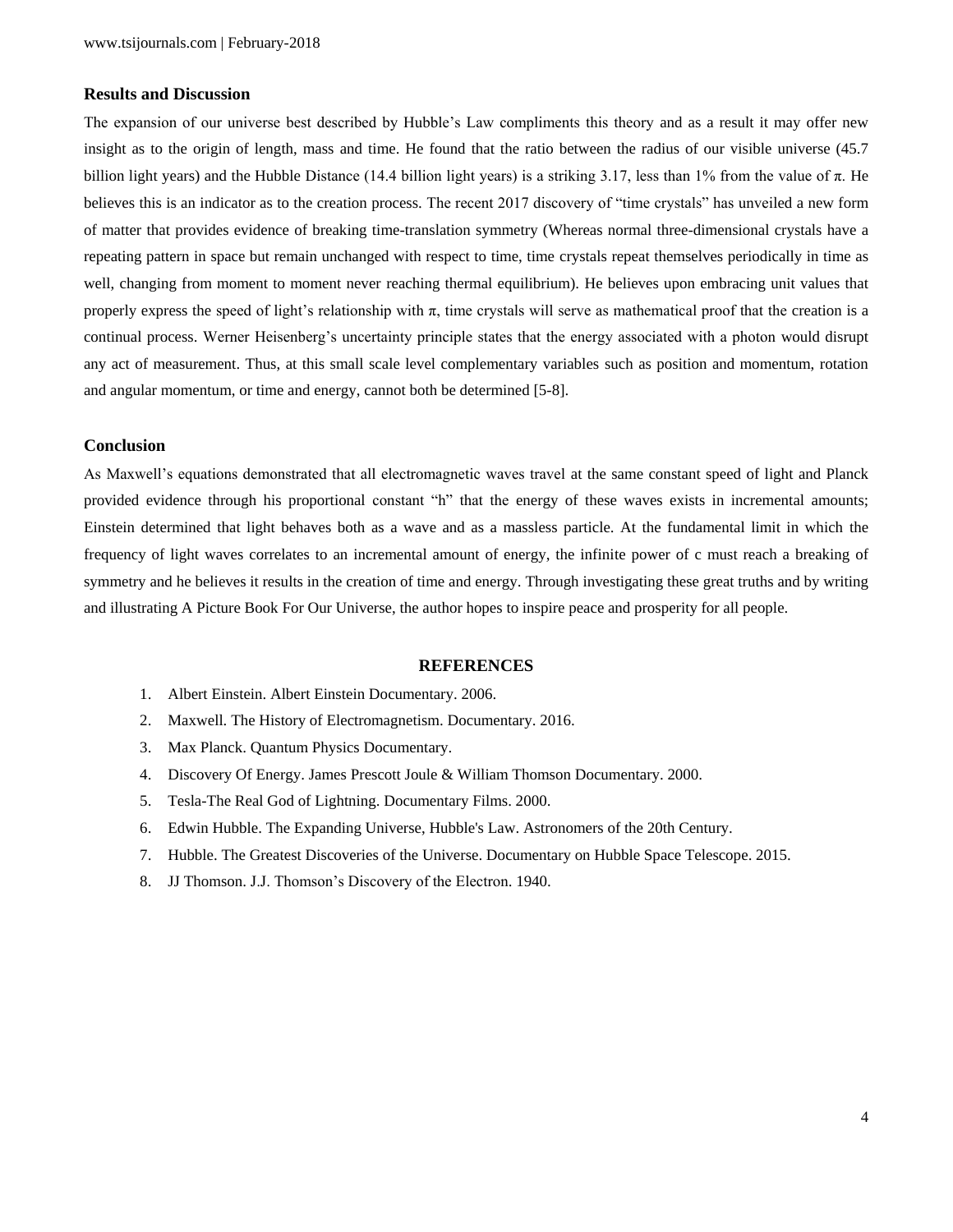## Results and Discussion

The expansion of our universe best described by Hubble's Law compliments this theory and as a result it may offer new insight as to the origin of length, mass and time. He found that the ratio between the radius of our visible universe (45.7 billion light years) and the Hubble Distance (14.4 billion light years) is a striking 3.17, less than 1% from the value of π. He believes this is an indicator as to the creation process. The recent 2017 discovery of "time crystals" has unveiled a new form of matter that provides evidence of breaking time-translation symmetry (Whereas normal three-dimensional crystals have a repeating pattern in space but remain unchanged with respect to time, time crystals repeat themselves periodically in time as well, changing from moment to moment never reaching thermal equilibrium). He believes upon embracing unit values that properly express the speed of light's relationship with π, time crystals will serve as mathematical proof that the creation is a continual process. Werner Heisenberg's uncertainty principle states that the energy associated with a photon would disrupt any act of measurement. Thus, at this small scale level complementary variables such as position and momentum, rotation and angular momentum, or time and energy, cannot both be determined [5-8].

## Conclusion

As Maxwell's equations demonstrated that all electromagnetic waves travel at the same constant speed of light and Planck provided evidence through his proportional constant "h" that the energy of these waves exists in incremental amounts; Einstein determined that light behaves both as a wave and as a massless particle. At the fundamental limit in which the frequency of light waves correlates to an incremental amount of energy, the infinite power of c must reach a breaking of symmetry and he believes it results in the creation of time and energy. Through investigating these great truths and by writing and illustrating A Picture Book For Our Universe, the author hopes to inspire peace and prosperity for all people.

## REFERENCES

1. Albert Einstein. Albert Einstein Documentary. 2006.
2. Maxwell. The History of Electromagnetism. Documentary. 2016.
3. Max Planck. Quantum Physics Documentary.
4. Discovery Of Energy. James Prescott Joule & William Thomson Documentary. 2000.
5. Tesla-The Real God of Lightning. Documentary Films. 2000.
6. Edwin Hubble. The Expanding Universe, Hubble's Law. Astronomers of the 20th Century.
7. Hubble. The Greatest Discoveries of the Universe. Documentary on Hubble Space Telescope. 2015.
8. JJ Thomson. J.J. Thomson's Discovery of the Electron. 1940.